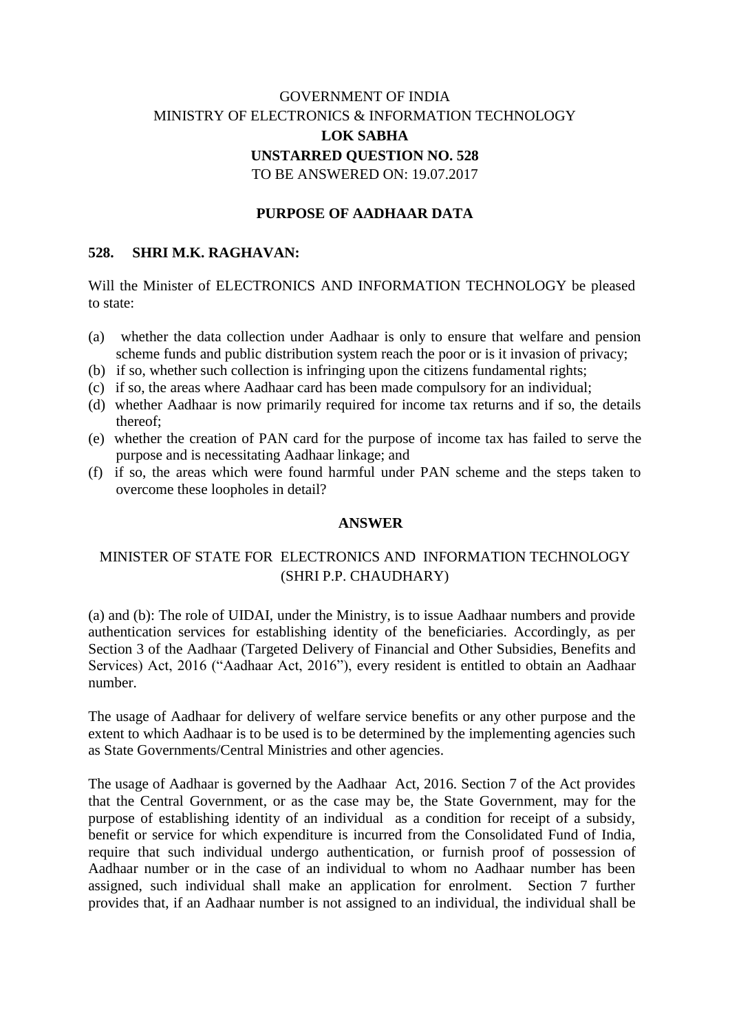GOVERNMENT OF INDIA
MINISTRY OF ELECTRONICS & INFORMATION TECHNOLOGY

**LOK SABHA**

**UNSTARRED QUESTION NO. 528**

TO BE ANSWERED ON: 19.07.2017

**PURPOSE OF AADHAAR DATA**

**528. SHRI M.K. RAGHAVAN:**

Will the Minister of ELECTRONICS AND INFORMATION TECHNOLOGY be pleased to state:

(a) whether the data collection under Aadhaar is only to ensure that welfare and pension scheme funds and public distribution system reach the poor or is it invasion of privacy;
(b) if so, whether such collection is infringing upon the citizens fundamental rights;
(c) if so, the areas where Aadhaar card has been made compulsory for an individual;
(d) whether Aadhaar is now primarily required for income tax returns and if so, the details thereof;
(e) whether the creation of PAN card for the purpose of income tax has failed to serve the purpose and is necessitating Aadhaar linkage; and
(f) if so, the areas which were found harmful under PAN scheme and the steps taken to overcome these loopholes in detail?

**ANSWER**

MINISTER OF STATE FOR ELECTRONICS AND INFORMATION TECHNOLOGY
(SHRI P.P. CHAUDHARY)

(a) and (b): The role of UIDAI, under the Ministry, is to issue Aadhaar numbers and provide authentication services for establishing identity of the beneficiaries. Accordingly, as per Section 3 of the Aadhaar (Targeted Delivery of Financial and Other Subsidies, Benefits and Services) Act, 2016 ("Aadhaar Act, 2016"), every resident is entitled to obtain an Aadhaar number.

The usage of Aadhaar for delivery of welfare service benefits or any other purpose and the extent to which Aadhaar is to be used is to be determined by the implementing agencies such as State Governments/Central Ministries and other agencies.

The usage of Aadhaar is governed by the Aadhaar Act, 2016. Section 7 of the Act provides that the Central Government, or as the case may be, the State Government, may for the purpose of establishing identity of an individual as a condition for receipt of a subsidy, benefit or service for which expenditure is incurred from the Consolidated Fund of India, require that such individual undergo authentication, or furnish proof of possession of Aadhaar number or in the case of an individual to whom no Aadhaar number has been assigned, such individual shall make an application for enrolment. Section 7 further provides that, if an Aadhaar number is not assigned to an individual, the individual shall be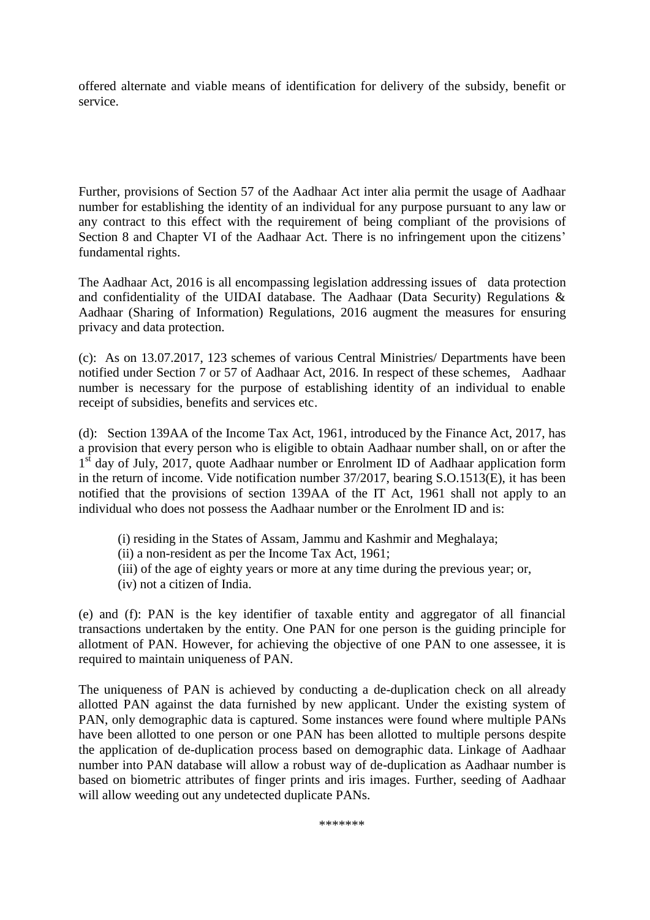offered alternate and viable means of identification for delivery of the subsidy, benefit or service.

Further, provisions of Section 57 of the Aadhaar Act inter alia permit the usage of Aadhaar number for establishing the identity of an individual for any purpose pursuant to any law or any contract to this effect with the requirement of being compliant of the provisions of Section 8 and Chapter VI of the Aadhaar Act. There is no infringement upon the citizens' fundamental rights.

The Aadhaar Act, 2016 is all encompassing legislation addressing issues of data protection and confidentiality of the UIDAI database. The Aadhaar (Data Security) Regulations & Aadhaar (Sharing of Information) Regulations, 2016 augment the measures for ensuring privacy and data protection.

(c): As on 13.07.2017, 123 schemes of various Central Ministries/ Departments have been notified under Section 7 or 57 of Aadhaar Act, 2016. In respect of these schemes, Aadhaar number is necessary for the purpose of establishing identity of an individual to enable receipt of subsidies, benefits and services etc.

(d): Section 139AA of the Income Tax Act, 1961, introduced by the Finance Act, 2017, has a provision that every person who is eligible to obtain Aadhaar number shall, on or after the 1st day of July, 2017, quote Aadhaar number or Enrolment ID of Aadhaar application form in the return of income. Vide notification number 37/2017, bearing S.O.1513(E), it has been notified that the provisions of section 139AA of the IT Act, 1961 shall not apply to an individual who does not possess the Aadhaar number or the Enrolment ID and is:

(i) residing in the States of Assam, Jammu and Kashmir and Meghalaya;
(ii) a non-resident as per the Income Tax Act, 1961;
(iii) of the age of eighty years or more at any time during the previous year; or,
(iv) not a citizen of India.

(e) and (f): PAN is the key identifier of taxable entity and aggregator of all financial transactions undertaken by the entity. One PAN for one person is the guiding principle for allotment of PAN. However, for achieving the objective of one PAN to one assessee, it is required to maintain uniqueness of PAN.

The uniqueness of PAN is achieved by conducting a de-duplication check on all already allotted PAN against the data furnished by new applicant. Under the existing system of PAN, only demographic data is captured. Some instances were found where multiple PANs have been allotted to one person or one PAN has been allotted to multiple persons despite the application of de-duplication process based on demographic data. Linkage of Aadhaar number into PAN database will allow a robust way of de-duplication as Aadhaar number is based on biometric attributes of finger prints and iris images. Further, seeding of Aadhaar will allow weeding out any undetected duplicate PANs.

*******